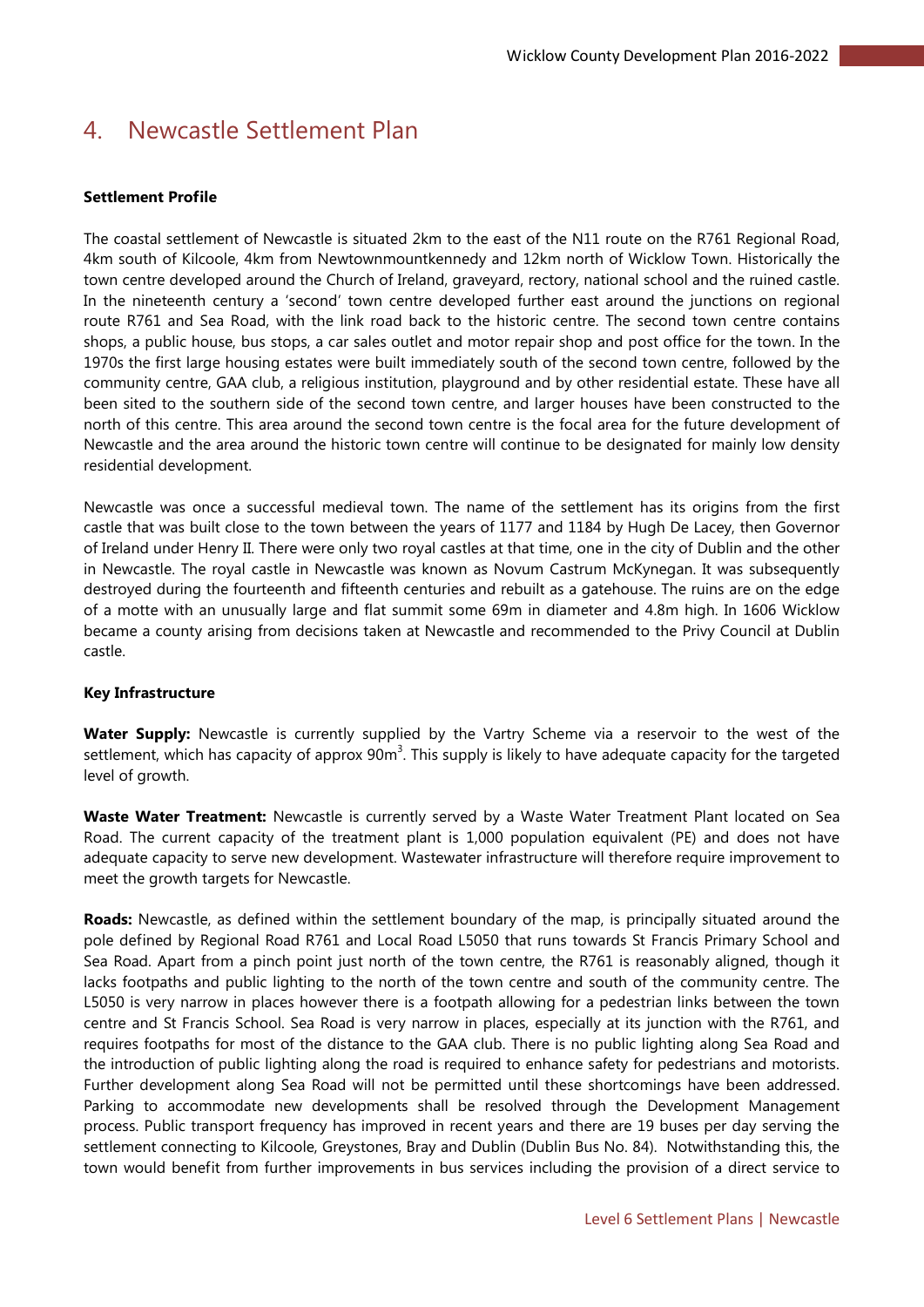# 4. Newcastle Settlement Plan

**Settlement Profile**

The coastal settlement of Newcastle is situated 2km to the east of the N11 route on the R761 Regional Road, 4km south of Kilcoole, 4km from Newtownmountkennedy and 12km north of Wicklow Town. Historically the town centre developed around the Church of Ireland, graveyard, rectory, national school and the ruined castle. In the nineteenth century a 'second' town centre developed further east around the junctions on regional route R761 and Sea Road, with the link road back to the historic centre. The second town centre contains shops, a public house, bus stops, a car sales outlet and motor repair shop and post office for the town. In the 1970s the first large housing estates were built immediately south of the second town centre, followed by the community centre, GAA club, a religious institution, playground and by other residential estate. These have all been sited to the southern side of the second town centre, and larger houses have been constructed to the north of this centre. This area around the second town centre is the focal area for the future development of Newcastle and the area around the historic town centre will continue to be designated for mainly low density residential development.

Newcastle was once a successful medieval town. The name of the settlement has its origins from the first castle that was built close to the town between the years of 1177 and 1184 by Hugh De Lacey, then Governor of Ireland under Henry II. There were only two royal castles at that time, one in the city of Dublin and the other in Newcastle. The royal castle in Newcastle was known as Novum Castrum McKynegan. It was subsequently destroyed during the fourteenth and fifteenth centuries and rebuilt as a gatehouse. The ruins are on the edge of a motte with an unusually large and flat summit some 69m in diameter and 4.8m high. In 1606 Wicklow became a county arising from decisions taken at Newcastle and recommended to the Privy Council at Dublin castle.

**Key Infrastructure**

**Water Supply:** Newcastle is currently supplied by the Vartry Scheme via a reservoir to the west of the settlement, which has capacity of approx 90m$^3$. This supply is likely to have adequate capacity for the targeted level of growth.

**Waste Water Treatment:** Newcastle is currently served by a Waste Water Treatment Plant located on Sea Road. The current capacity of the treatment plant is 1,000 population equivalent (PE) and does not have adequate capacity to serve new development. Wastewater infrastructure will therefore require improvement to meet the growth targets for Newcastle.

**Roads:** Newcastle, as defined within the settlement boundary of the map, is principally situated around the pole defined by Regional Road R761 and Local Road L5050 that runs towards St Francis Primary School and Sea Road. Apart from a pinch point just north of the town centre, the R761 is reasonably aligned, though it lacks footpaths and public lighting to the north of the town centre and south of the community centre. The L5050 is very narrow in places however there is a footpath allowing for a pedestrian links between the town centre and St Francis School. Sea Road is very narrow in places, especially at its junction with the R761, and requires footpaths for most of the distance to the GAA club. There is no public lighting along Sea Road and the introduction of public lighting along the road is required to enhance safety for pedestrians and motorists. Further development along Sea Road will not be permitted until these shortcomings have been addressed. Parking to accommodate new developments shall be resolved through the Development Management process. Public transport frequency has improved in recent years and there are 19 buses per day serving the settlement connecting to Kilcoole, Greystones, Bray and Dublin (Dublin Bus No. 84). Notwithstanding this, the town would benefit from further improvements in bus services including the provision of a direct service to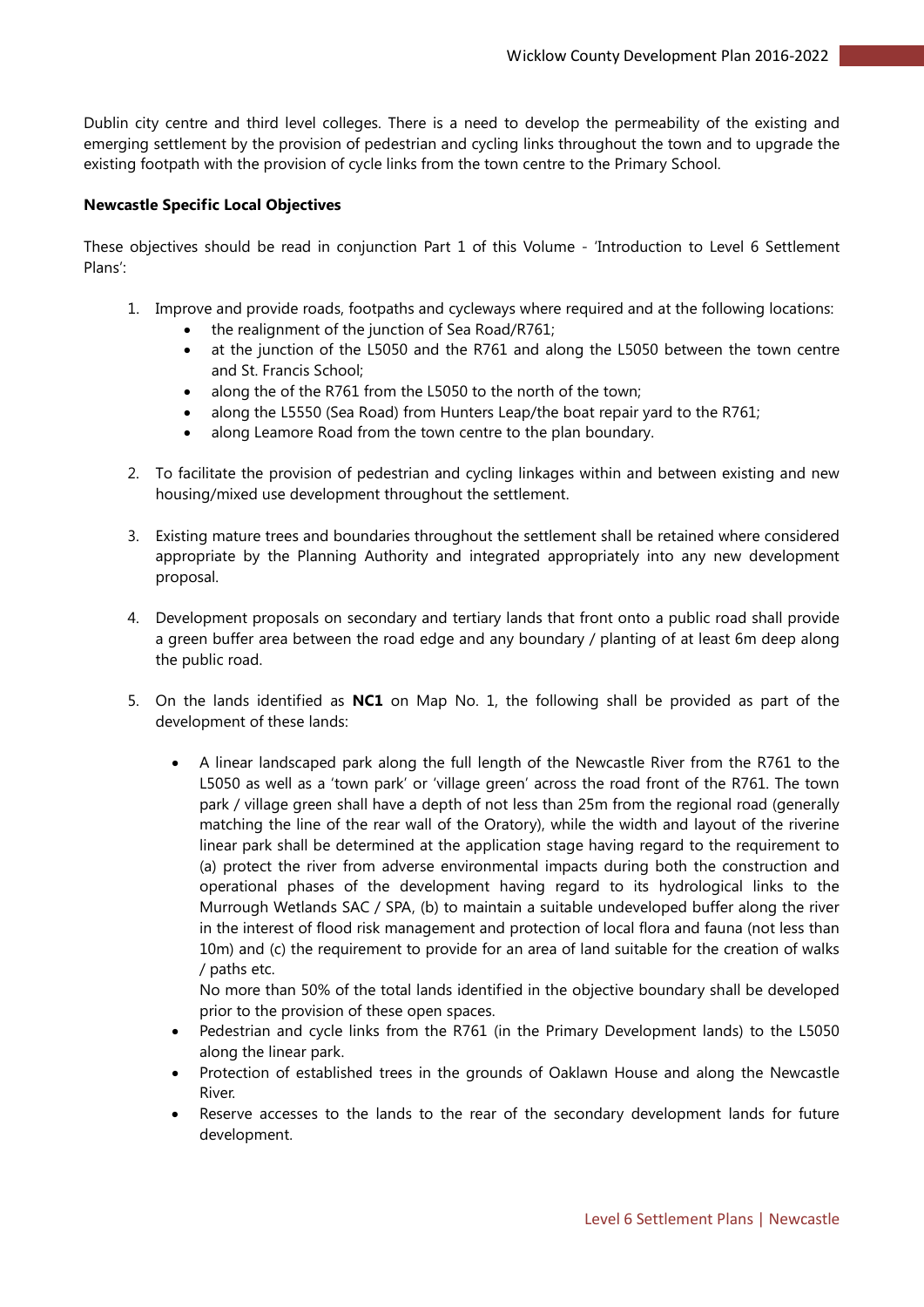Dublin city centre and third level colleges. There is a need to develop the permeability of the existing and emerging settlement by the provision of pedestrian and cycling links throughout the town and to upgrade the existing footpath with the provision of cycle links from the town centre to the Primary School.

**Newcastle Specific Local Objectives**

These objectives should be read in conjunction Part 1 of this Volume - 'Introduction to Level 6 Settlement Plans':

1. Improve and provide roads, footpaths and cycleways where required and at the following locations:
    - the realignment of the junction of Sea Road/R761;
    - at the junction of the L5050 and the R761 and along the L5050 between the town centre and St. Francis School;
    - along the of the R761 from the L5050 to the north of the town;
    - along the L5550 (Sea Road) from Hunters Leap/the boat repair yard to the R761;
    - along Leamore Road from the town centre to the plan boundary.

2. To facilitate the provision of pedestrian and cycling linkages within and between existing and new housing/mixed use development throughout the settlement.

3. Existing mature trees and boundaries throughout the settlement shall be retained where considered appropriate by the Planning Authority and integrated appropriately into any new development proposal.

4. Development proposals on secondary and tertiary lands that front onto a public road shall provide a green buffer area between the road edge and any boundary / planting of at least 6m deep along the public road.

5. On the lands identified as **NC1** on Map No. 1, the following shall be provided as part of the development of these lands:

    - A linear landscaped park along the full length of the Newcastle River from the R761 to the L5050 as well as a 'town park' or 'village green' across the road front of the R761. The town park / village green shall have a depth of not less than 25m from the regional road (generally matching the line of the rear wall of the Oratory), while the width and layout of the riverine linear park shall be determined at the application stage having regard to the requirement to (a) protect the river from adverse environmental impacts during both the construction and operational phases of the development having regard to its hydrological links to the Murrough Wetlands SAC / SPA, (b) to maintain a suitable undeveloped buffer along the river in the interest of flood risk management and protection of local flora and fauna (not less than 10m) and (c) the requirement to provide for an area of land suitable for the creation of walks / paths etc.
      No more than 50% of the total lands identified in the objective boundary shall be developed prior to the provision of these open spaces.
    - Pedestrian and cycle links from the R761 (in the Primary Development lands) to the L5050 along the linear park.
    - Protection of established trees in the grounds of Oaklawn House and along the Newcastle River.
    - Reserve accesses to the lands to the rear of the secondary development lands for future development.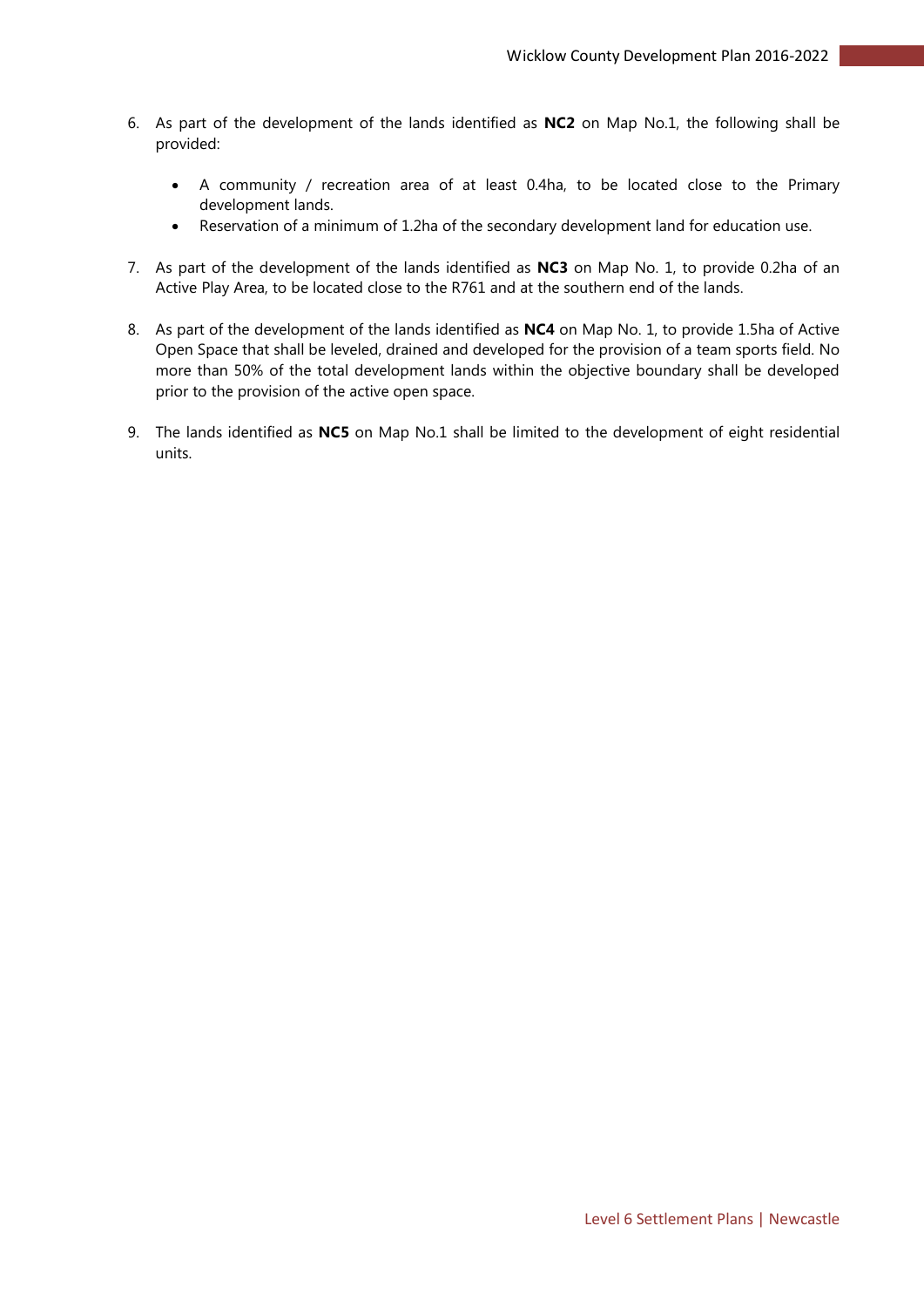6. As part of the development of the lands identified as **NC2** on Map No.1, the following shall be provided:

   - A community / recreation area of at least 0.4ha, to be located close to the Primary development lands.
   - Reservation of a minimum of 1.2ha of the secondary development land for education use.

7. As part of the development of the lands identified as **NC3** on Map No. 1, to provide 0.2ha of an Active Play Area, to be located close to the R761 and at the southern end of the lands.

8. As part of the development of the lands identified as **NC4** on Map No. 1, to provide 1.5ha of Active Open Space that shall be leveled, drained and developed for the provision of a team sports field. No more than 50% of the total development lands within the objective boundary shall be developed prior to the provision of the active open space.

9. The lands identified as **NC5** on Map No.1 shall be limited to the development of eight residential units.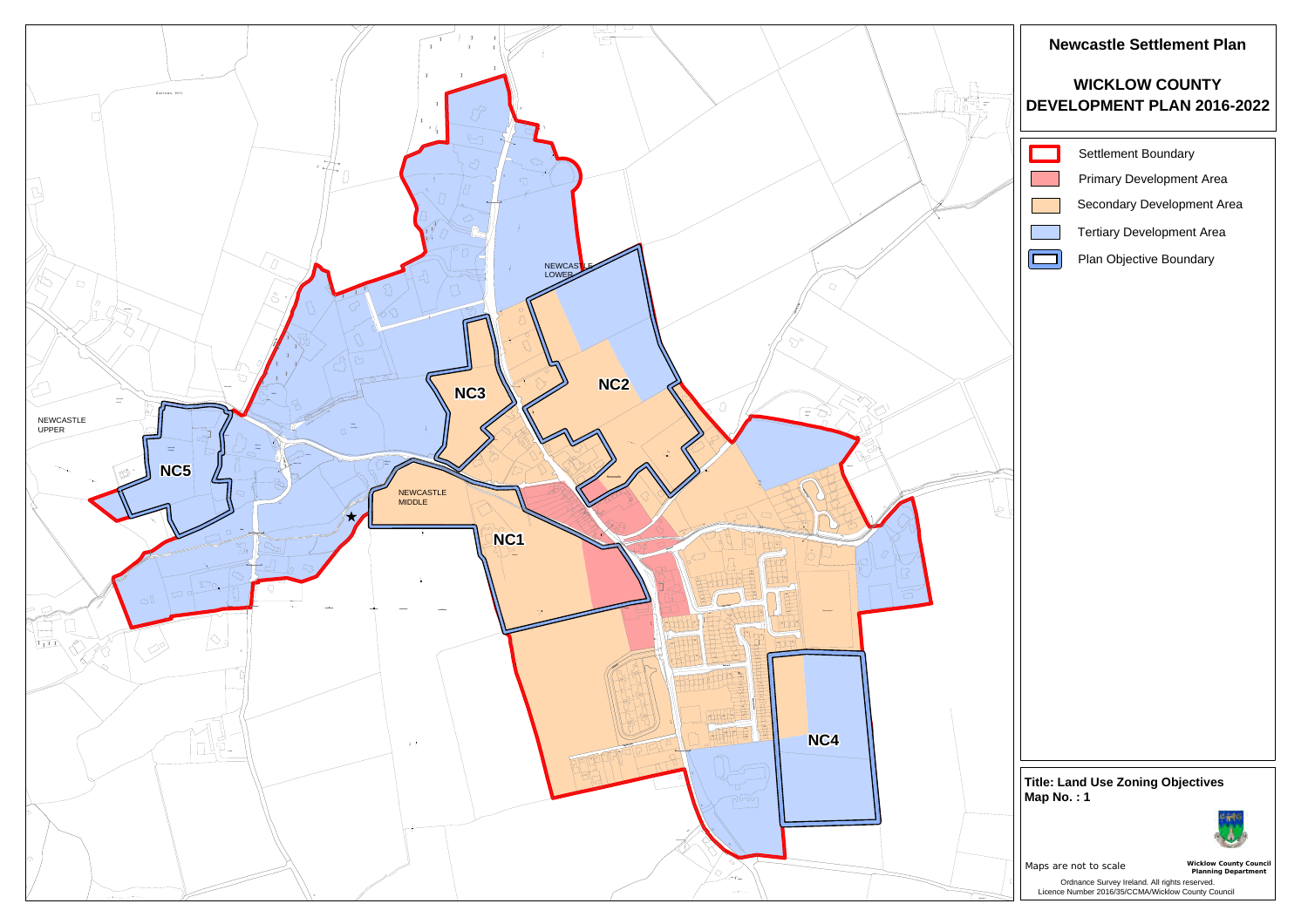# Newcastle Settlement Plan

## WICKLOW COUNTY DEVELOPMENT PLAN 2016-2022

- Settlement Boundary
- Primary Development Area
- Secondary Development Area
- Tertiary Development Area
- Plan Objective Boundary

NEWCASTLE UPPER

NEWCASTLE LOWER

NEWCASTLE MIDDLE

Gallows Hill

NC1

NC2

NC3

NC4

NC5

**Title: Land Use Zoning Objectives**
**Map No. : 1**

Maps are not to scale

**Wicklow County Council**
**Planning Department**

Ordnance Survey Ireland. All rights reserved.
Licence Number 2016/35/CCMA/Wicklow County Council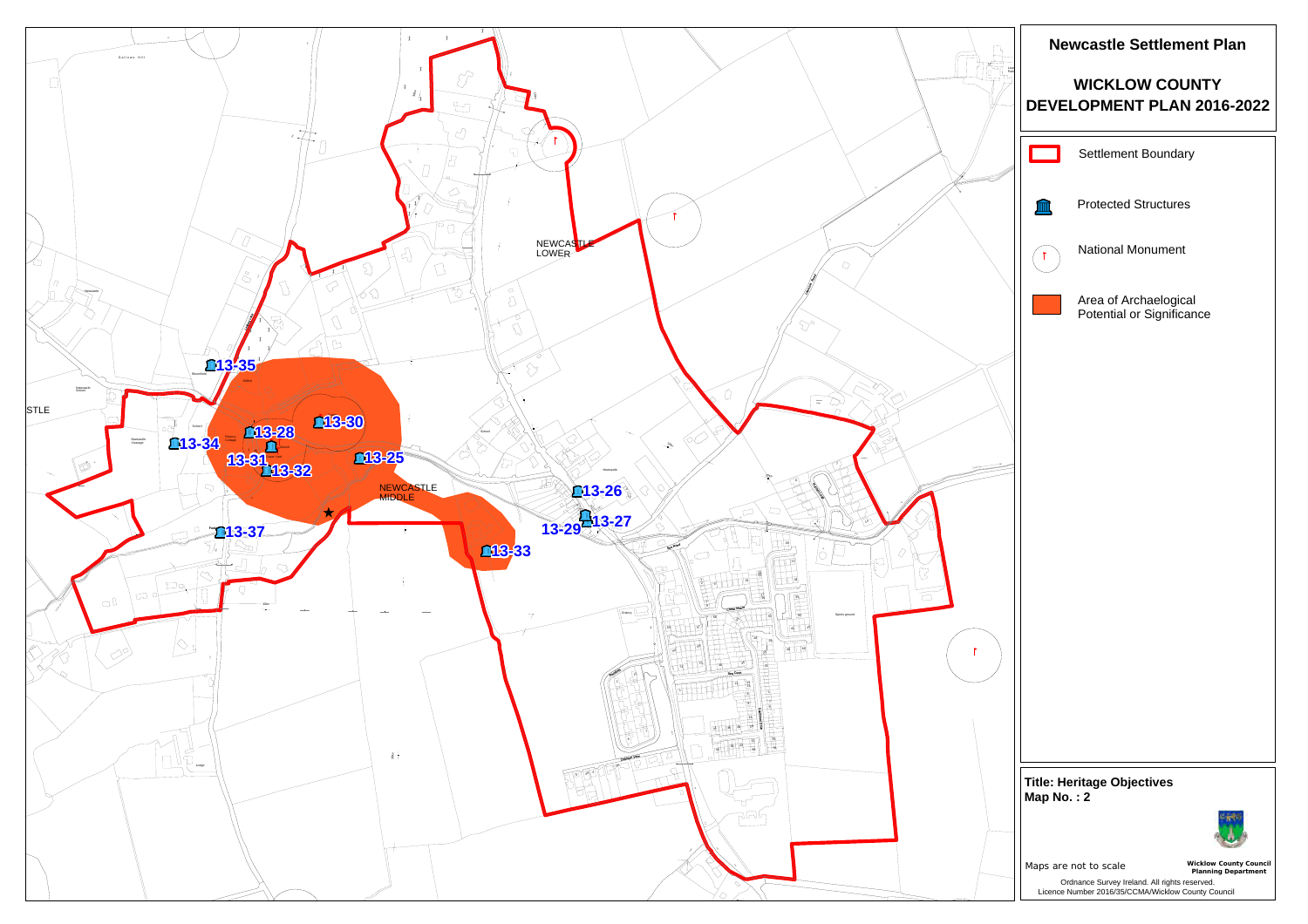# Newcastle Settlement Plan

## WICKLOW COUNTY DEVELOPMENT PLAN 2016-2022

Settlement Boundary

Protected Structures

National Monument

Area of Archaeological Potential or Significance

**Title: Heritage Objectives**
**Map No. : 2**

Maps are not to scale

**Wicklow County Council**
**Planning Department**

Ordnance Survey Ireland. All rights reserved.
Licence Number 2016/35/CCMA/Wicklow County Council

NEWCASTLE LOWER

NEWCASTLE MIDDLE

13-25
13-26
13-27
13-28
13-29
13-30
13-31
13-32
13-33
13-34
13-35
13-37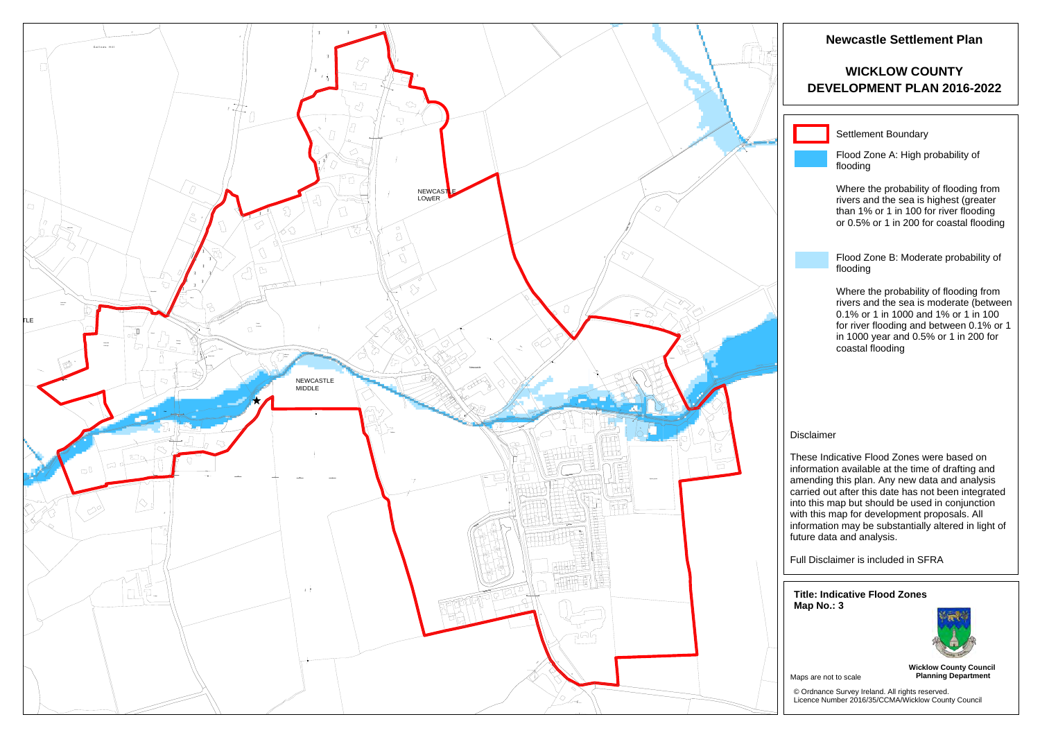# Newcastle Settlement Plan

## WICKLOW COUNTY DEVELOPMENT PLAN 2016-2022

Settlement Boundary

Flood Zone A: High probability of flooding

Where the probability of flooding from rivers and the sea is highest (greater than 1% or 1 in 100 for river flooding or 0.5% or 1 in 200 for coastal flooding

Flood Zone B: Moderate probability of flooding

Where the probability of flooding from rivers and the sea is moderate (between 0.1% or 1 in 1000 and 1% or 1 in 100 for river flooding and between 0.1% or 1 in 1000 year and 0.5% or 1 in 200 for coastal flooding

Disclaimer

These Indicative Flood Zones were based on information available at the time of drafting and amending this plan. Any new data and analysis carried out after this date has not been integrated into this map but should be used in conjunction with this map for development proposals. All information may be substantially altered in light of future data and analysis.

Full Disclaimer is included in SFRA

**Title: Indicative Flood Zones**
**Map No.: 3**

**Wicklow County Council Planning Department**

Maps are not to scale

© Ordnance Survey Ireland. All rights reserved.
Licence Number 2016/35/CCMA/Wicklow County Council

NEWCASTLE LOWER

NEWCASTLE MIDDLE